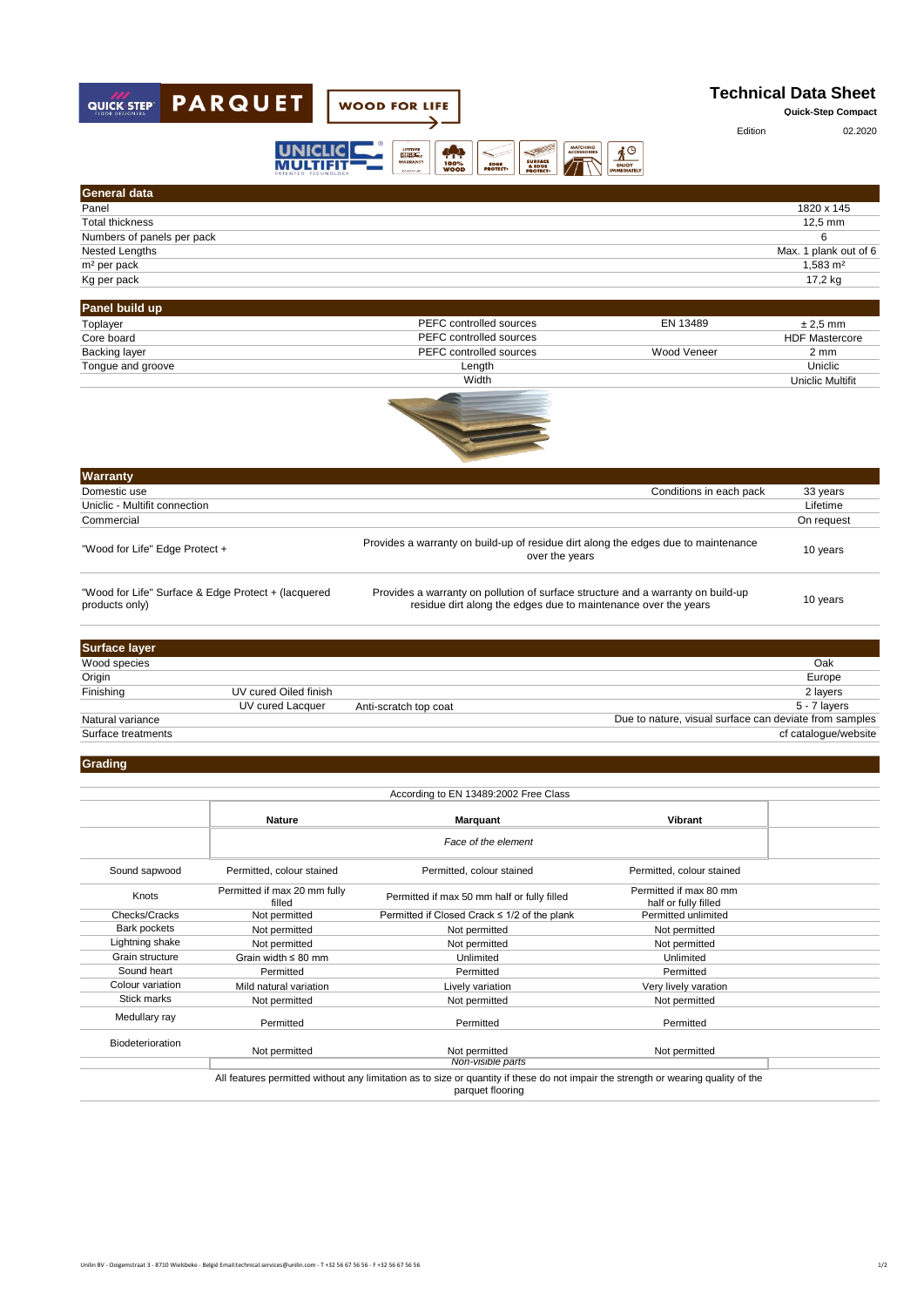QUICK STEP PARQUET — WOOD FOR LIFE

# Technical Data Sheet

**Quick-Step Compact**

Edition 02.2020

## General data

| General data | |
|---|---|
| Panel | 1820 x 145 |
| Total thickness | 12,5 mm |
| Numbers of panels per pack | 6 |
| Nested Lengths | Max. 1 plank out of 6 |
| m² per pack | 1,583 m² |
| Kg per pack | 17,2 kg |

## Panel build up

| Panel build up | | | |
|---|---|---|---|
| Toplayer | PEFC controlled sources | EN 13489 | ± 2,5 mm |
| Core board | PEFC controlled sources | | HDF Mastercore |
| Backing layer | PEFC controlled sources | Wood Veneer | 2 mm |
| Tongue and groove | Length | | Uniclic |
| | Width | | Uniclic Multifit |

## Warranty

| Warranty | | |
|---|---|---|
| Domestic use | Conditions in each pack | 33 years |
| Uniclic - Multifit connection | | Lifetime |
| Commercial | | On request |
| "Wood for Life" Edge Protect + | Provides a warranty on build-up of residue dirt along the edges due to maintenance over the years | 10 years |
| "Wood for Life" Surface & Edge Protect + (lacquered products only) | Provides a warranty on pollution of surface structure and a warranty on build-up residue dirt along the edges due to maintenance over the years | 10 years |

## Surface layer

| Surface layer | | | |
|---|---|---|---|
| Wood species | | | Oak |
| Origin | | | Europe |
| Finishing | UV cured Oiled finish | | 2 layers |
| | UV cured Lacquer | Anti-scratch top coat | 5 - 7 layers |
| Natural variance | | | Due to nature, visual surface can deviate from samples |
| Surface treatments | | | cf catalogue/website |

## Grading

According to EN 13489:2002 Free Class

| | Nature | Marquant | Vibrant |
|---|---|---|---|
| | | *Face of the element* | |
| Sound sapwood | Permitted, colour stained | Permitted, colour stained | Permitted, colour stained |
| Knots | Permitted if max 20 mm fully filled | Permitted if max 50 mm half or fully filled | Permitted if max 80 mm half or fully filled |
| Checks/Cracks | Not permitted | Permitted if Closed Crack ≤ 1/2 of the plank | Permitted unlimited |
| Bark pockets | Not permitted | Not permitted | Not permitted |
| Lightning shake | Not permitted | Not permitted | Not permitted |
| Grain structure | Grain width ≤ 80 mm | Unlimited | Unlimited |
| Sound heart | Permitted | Permitted | Permitted |
| Colour variation | Mild natural variation | Lively variation | Very lively varation |
| Stick marks | Not permitted | Not permitted | Not permitted |
| Medullary ray | Permitted | Permitted | Permitted |
| Biodeterioration | Not permitted | Not permitted | Not permitted |
| | | *Non-visible parts* | |

All features permitted without any limitation as to size or quantity if these do not impair the strength or wearing quality of the parquet flooring

Unilin BV - Ooigemstraat 3 - 8710 Wielsbeke - België Email:technical.services@unilin.com - T +32 56 67 56 56 - F +32 56 67 56 56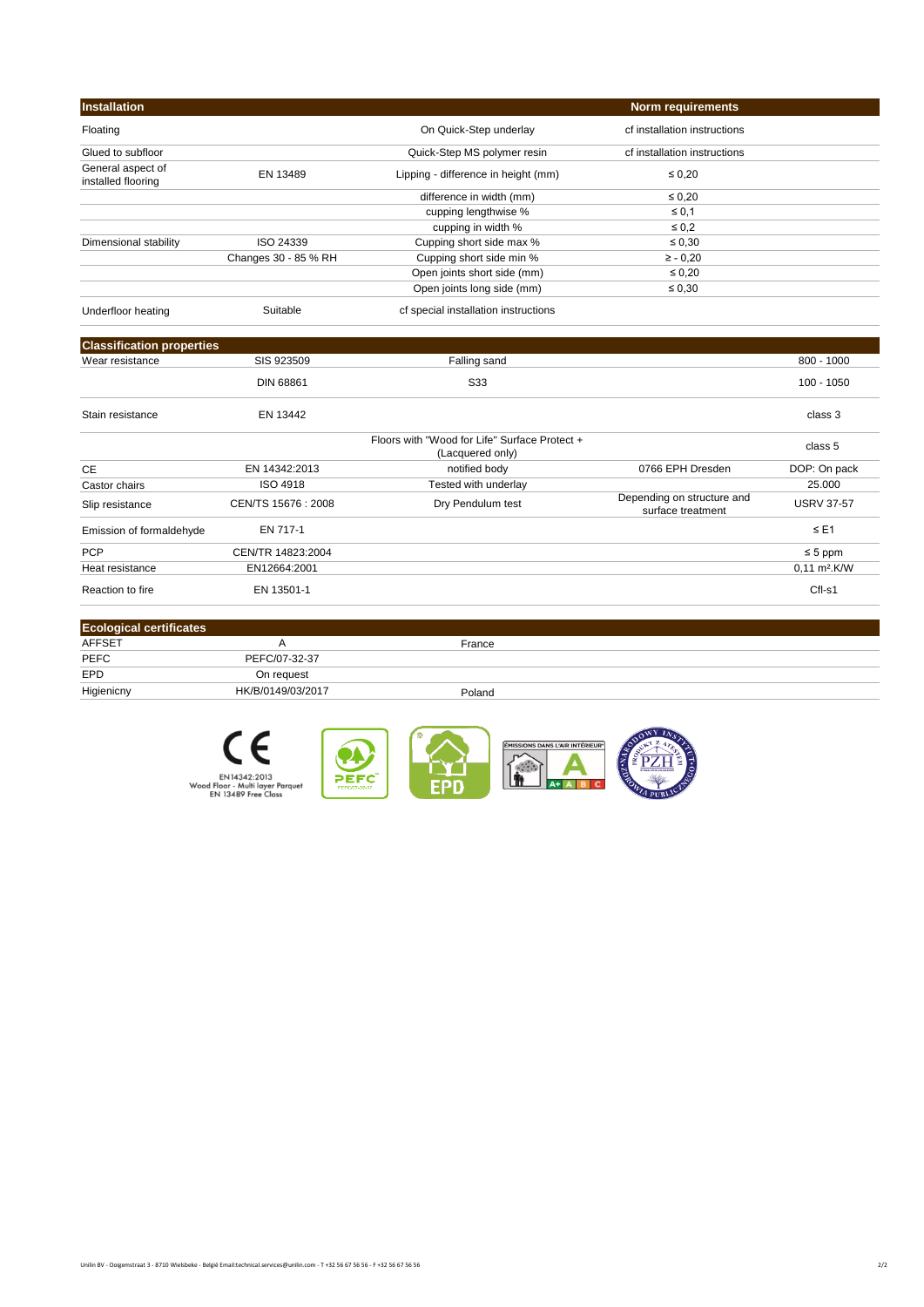| Installation | | | Norm requirements |
|---|---|---|---|
| Floating | | On Quick-Step underlay | cf installation instructions |
| Glued to subfloor | | Quick-Step MS polymer resin | cf installation instructions |
| General aspect of installed flooring | EN 13489 | Lipping - difference in height (mm) | ≤ 0,20 |
| | | difference in width (mm) | ≤ 0,20 |
| | | cupping lengthwise % | ≤ 0,1 |
| | | cupping in width % | ≤ 0,2 |
| Dimensional stability | ISO 24339 | Cupping short side max % | ≤ 0,30 |
| | Changes 30 - 85 % RH | Cupping short side min % | ≥ - 0,20 |
| | | Open joints short side (mm) | ≤ 0,20 |
| | | Open joints long side (mm) | ≤ 0,30 |
| Underfloor heating | Suitable | cf special installation instructions | |

| Classification properties | | | | |
|---|---|---|---|---|
| Wear resistance | SIS 923509 | Falling sand | | 800 - 1000 |
| | DIN 68861 | S33 | | 100 - 1050 |
| Stain resistance | EN 13442 | | | class 3 |
| | | Floors with "Wood for Life" Surface Protect + (Lacquered only) | | class 5 |
| CE | EN 14342:2013 | notified body | 0766 EPH Dresden | DOP: On pack |
| Castor chairs | ISO 4918 | Tested with underlay | | 25.000 |
| Slip resistance | CEN/TS 15676 : 2008 | Dry Pendulum test | Depending on structure and surface treatment | USRV 37-57 |
| Emission of formaldehyde | EN 717-1 | | | ≤ E1 |
| PCP | CEN/TR 14823:2004 | | | ≤ 5 ppm |
| Heat resistance | EN12664:2001 | | | 0,11 m².K/W |
| Reaction to fire | EN 13501-1 | | | Cfl-s1 |

| Ecological certificates | | |
|---|---|---|
| AFFSET | A | France |
| PEFC | PEFC/07-32-37 | |
| EPD | On request | |
| Higienicny | HK/B/0149/03/2017 | Poland |

EN14342:2013
Wood Floor - Multi layer Parquet
EN 13489 Free Class

PEFC
PEFC/07-32-37

EPD

ÉMISSIONS DANS L'AIR INTÉRIEUR
A
A+ A B C

PZH

Unilin BV - Ooigemstraat 3 - 8710 Wielsbeke - België Email:technical.services@unilin.com - T +32 56 67 56 56 - F +32 56 67 56 56